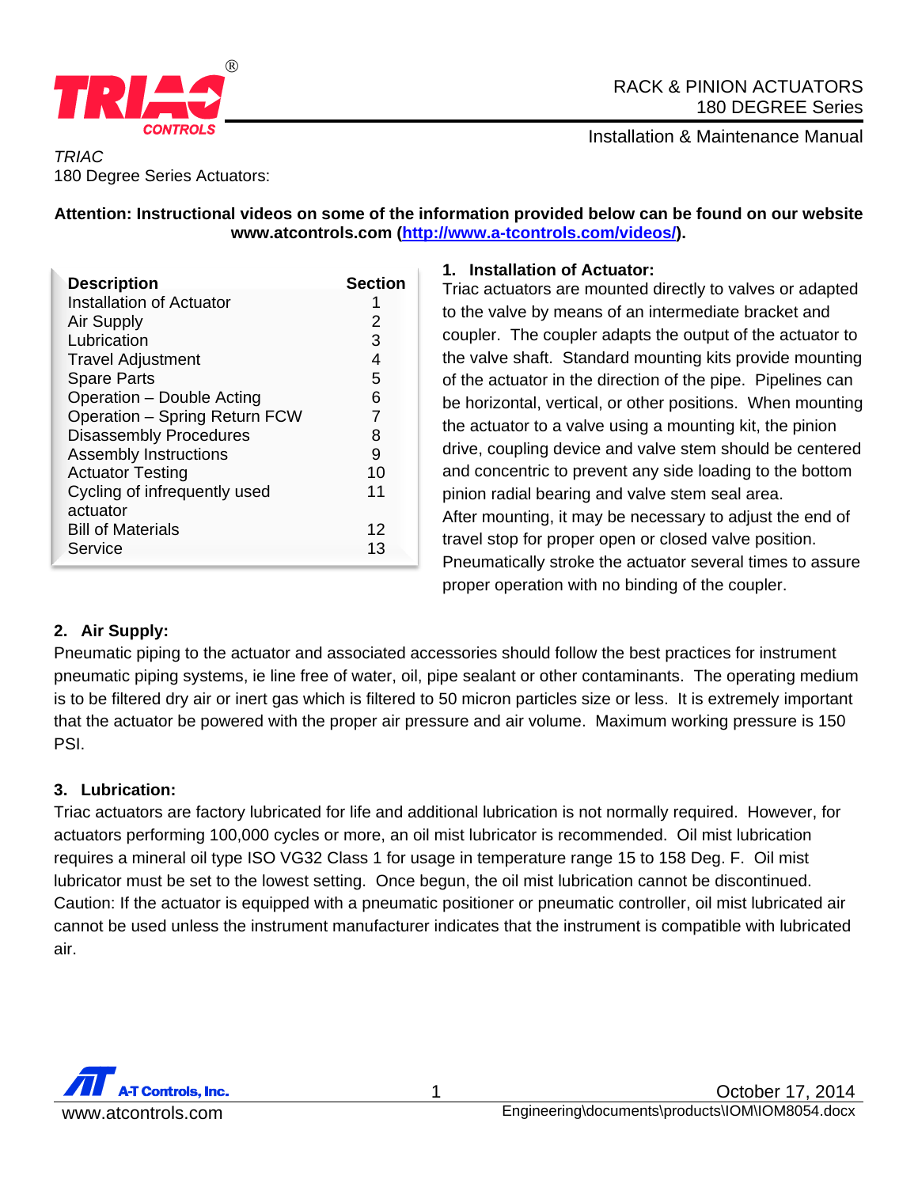TRIAC
180 Degree Series Actuators:

RACK & PINION ACTUATORS
180 DEGREE Series

Installation & Maintenance Manual

*TRIAC*
180 Degree Series Actuators:

**Attention: Instructional videos on some of the information provided below can be found on our website www.atcontrols.com (http://www.a-tcontrols.com/videos/).**

| Description | Section |
|---|---|
| Installation of Actuator | 1 |
| Air Supply | 2 |
| Lubrication | 3 |
| Travel Adjustment | 4 |
| Spare Parts | 5 |
| Operation – Double Acting | 6 |
| Operation – Spring Return FCW | 7 |
| Disassembly Procedures | 8 |
| Assembly Instructions | 9 |
| Actuator Testing | 10 |
| Cycling of infrequently used actuator | 11 |
| Bill of Materials | 12 |
| Service | 13 |

## 1. Installation of Actuator:

Triac actuators are mounted directly to valves or adapted to the valve by means of an intermediate bracket and coupler. The coupler adapts the output of the actuator to the valve shaft. Standard mounting kits provide mounting of the actuator in the direction of the pipe. Pipelines can be horizontal, vertical, or other positions. When mounting the actuator to a valve using a mounting kit, the pinion drive, coupling device and valve stem should be centered and concentric to prevent any side loading to the bottom pinion radial bearing and valve stem seal area.
After mounting, it may be necessary to adjust the end of travel stop for proper open or closed valve position. Pneumatically stroke the actuator several times to assure proper operation with no binding of the coupler.

## 2. Air Supply:

Pneumatic piping to the actuator and associated accessories should follow the best practices for instrument pneumatic piping systems, ie line free of water, oil, pipe sealant or other contaminants. The operating medium is to be filtered dry air or inert gas which is filtered to 50 micron particles size or less. It is extremely important that the actuator be powered with the proper air pressure and air volume. Maximum working pressure is 150 PSI.

## 3. Lubrication:

Triac actuators are factory lubricated for life and additional lubrication is not normally required. However, for actuators performing 100,000 cycles or more, an oil mist lubricator is recommended. Oil mist lubrication requires a mineral oil type ISO VG32 Class 1 for usage in temperature range 15 to 158 Deg. F. Oil mist lubricator must be set to the lowest setting. Once begun, the oil mist lubrication cannot be discontinued.
Caution: If the actuator is equipped with a pneumatic positioner or pneumatic controller, oil mist lubricated air cannot be used unless the instrument manufacturer indicates that the instrument is compatible with lubricated air.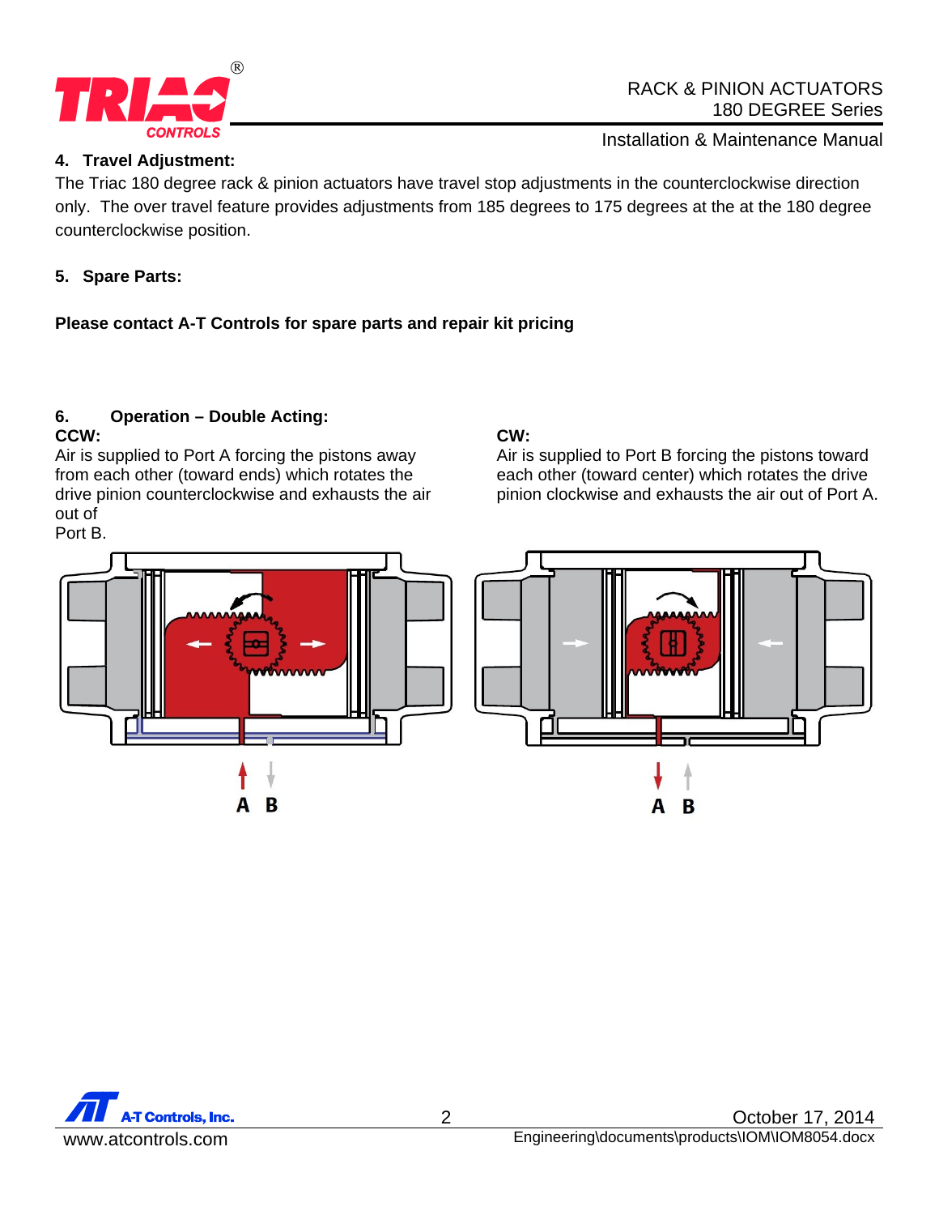## 4. Travel Adjustment:

The Triac 180 degree rack & pinion actuators have travel stop adjustments in the counterclockwise direction only. The over travel feature provides adjustments from 185 degrees to 175 degrees at the at the 180 degree counterclockwise position.

## 5. Spare Parts:

**Please contact A-T Controls for spare parts and repair kit pricing**

## 6. Operation – Double Acting:

**CCW:**
Air is supplied to Port A forcing the pistons away from each other (toward ends) which rotates the drive pinion counterclockwise and exhausts the air out of Port B.

**CW:**
Air is supplied to Port B forcing the pistons toward each other (toward center) which rotates the drive pinion clockwise and exhausts the air out of Port A.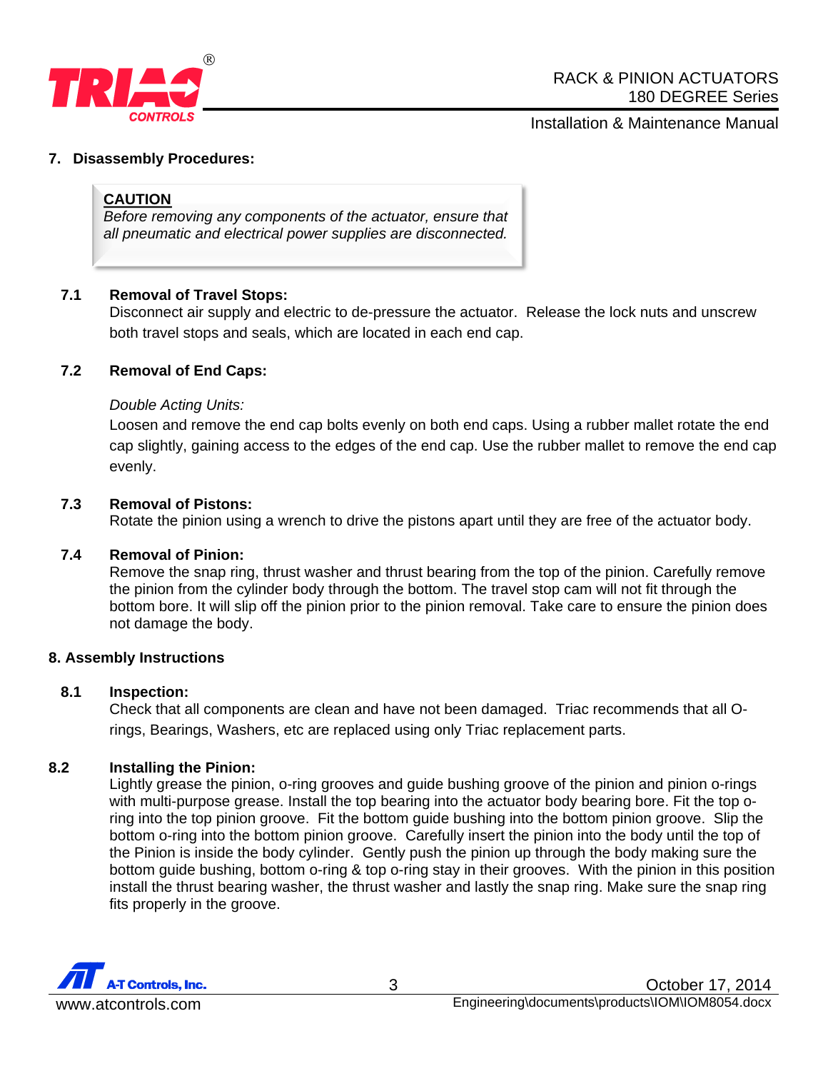## 7. Disassembly Procedures:

> **CAUTION**
> *Before removing any components of the actuator, ensure that all pneumatic and electrical power supplies are disconnected.*

### 7.1 Removal of Travel Stops:

Disconnect air supply and electric to de-pressure the actuator. Release the lock nuts and unscrew both travel stops and seals, which are located in each end cap.

### 7.2 Removal of End Caps:

*Double Acting Units:*

Loosen and remove the end cap bolts evenly on both end caps. Using a rubber mallet rotate the end cap slightly, gaining access to the edges of the end cap. Use the rubber mallet to remove the end cap evenly.

### 7.3 Removal of Pistons:

Rotate the pinion using a wrench to drive the pistons apart until they are free of the actuator body.

### 7.4 Removal of Pinion:

Remove the snap ring, thrust washer and thrust bearing from the top of the pinion. Carefully remove the pinion from the cylinder body through the bottom. The travel stop cam will not fit through the bottom bore. It will slip off the pinion prior to the pinion removal. Take care to ensure the pinion does not damage the body.

## 8. Assembly Instructions

### 8.1 Inspection:

Check that all components are clean and have not been damaged. Triac recommends that all O-rings, Bearings, Washers, etc are replaced using only Triac replacement parts.

### 8.2 Installing the Pinion:

Lightly grease the pinion, o-ring grooves and guide bushing groove of the pinion and pinion o-rings with multi-purpose grease. Install the top bearing into the actuator body bearing bore. Fit the top o-ring into the top pinion groove. Fit the bottom guide bushing into the bottom pinion groove. Slip the bottom o-ring into the bottom pinion groove. Carefully insert the pinion into the body until the top of the Pinion is inside the body cylinder. Gently push the pinion up through the body making sure the bottom guide bushing, bottom o-ring & top o-ring stay in their grooves. With the pinion in this position install the thrust bearing washer, the thrust washer and lastly the snap ring. Make sure the snap ring fits properly in the groove.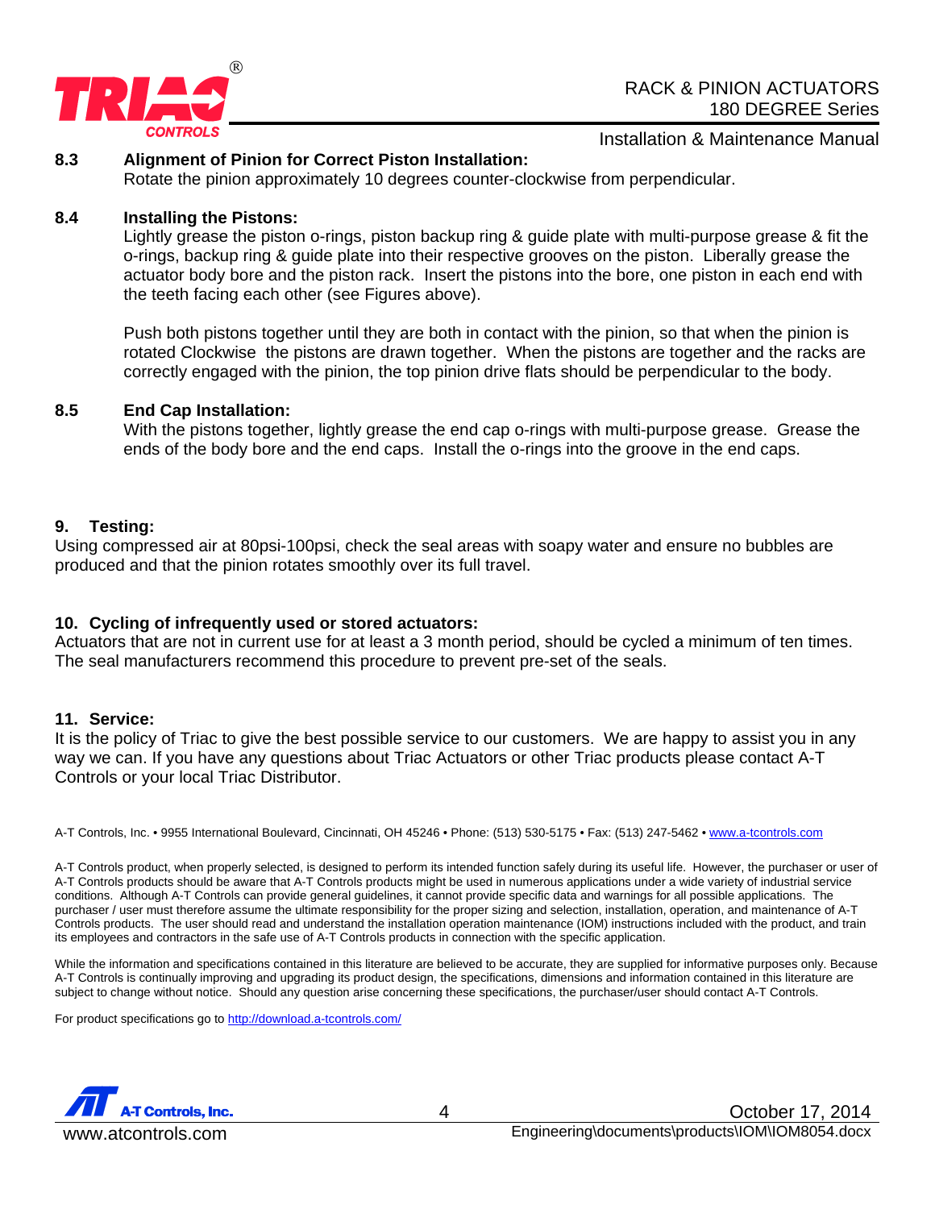### 8.3 Alignment of Pinion for Correct Piston Installation:

Rotate the pinion approximately 10 degrees counter-clockwise from perpendicular.

### 8.4 Installing the Pistons:

Lightly grease the piston o-rings, piston backup ring & guide plate with multi-purpose grease & fit the o-rings, backup ring & guide plate into their respective grooves on the piston. Liberally grease the actuator body bore and the piston rack. Insert the pistons into the bore, one piston in each end with the teeth facing each other (see Figures above).

Push both pistons together until they are both in contact with the pinion, so that when the pinion is rotated Clockwise the pistons are drawn together. When the pistons are together and the racks are correctly engaged with the pinion, the top pinion drive flats should be perpendicular to the body.

### 8.5 End Cap Installation:

With the pistons together, lightly grease the end cap o-rings with multi-purpose grease. Grease the ends of the body bore and the end caps. Install the o-rings into the groove in the end caps.

## 9. Testing:

Using compressed air at 80psi-100psi, check the seal areas with soapy water and ensure no bubbles are produced and that the pinion rotates smoothly over its full travel.

## 10. Cycling of infrequently used or stored actuators:

Actuators that are not in current use for at least a 3 month period, should be cycled a minimum of ten times. The seal manufacturers recommend this procedure to prevent pre-set of the seals.

## 11. Service:

It is the policy of Triac to give the best possible service to our customers. We are happy to assist you in any way we can. If you have any questions about Triac Actuators or other Triac products please contact A-T Controls or your local Triac Distributor.

A-T Controls, Inc. • 9955 International Boulevard, Cincinnati, OH 45246 • Phone: (513) 530-5175 • Fax: (513) 247-5462 • www.a-tcontrols.com

A-T Controls product, when properly selected, is designed to perform its intended function safely during its useful life. However, the purchaser or user of A-T Controls products should be aware that A-T Controls products might be used in numerous applications under a wide variety of industrial service conditions. Although A-T Controls can provide general guidelines, it cannot provide specific data and warnings for all possible applications. The purchaser / user must therefore assume the ultimate responsibility for the proper sizing and selection, installation, operation, and maintenance of A-T Controls products. The user should read and understand the installation operation maintenance (IOM) instructions included with the product, and train its employees and contractors in the safe use of A-T Controls products in connection with the specific application.

While the information and specifications contained in this literature are believed to be accurate, they are supplied for informative purposes only. Because A-T Controls is continually improving and upgrading its product design, the specifications, dimensions and information contained in this literature are subject to change without notice. Should any question arise concerning these specifications, the purchaser/user should contact A-T Controls.

For product specifications go to http://download.a-tcontrols.com/